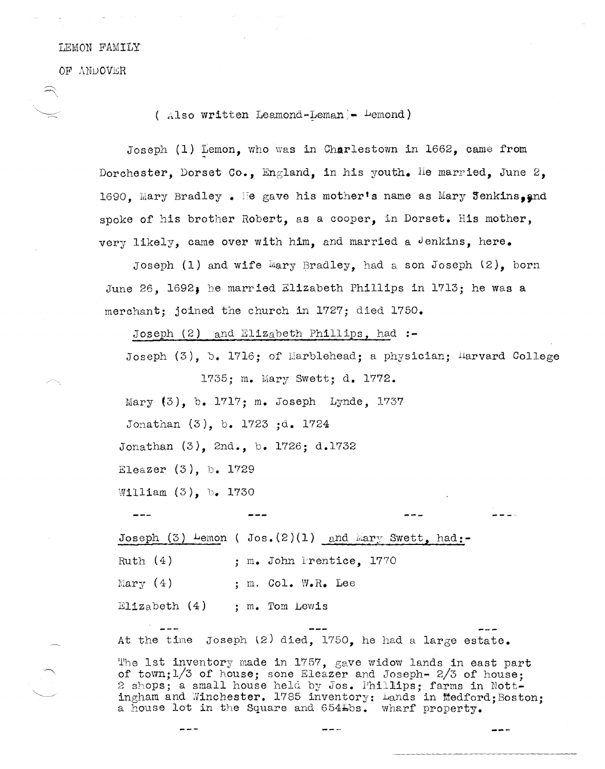LEMON FAMILY

OF ANDOVER

( Also written Leamond-Leman - Lemond)

Joseph (1) Lemon, who was in Charlestown in 1662, came from Dorchester, Dorset Co., England, in his youth. He married, June 2, 1690, Mary Bradley . He gave his mother's name as Mary Jenkins, and spoke of his brother Robert, as a cooper, in Dorset. His mother, very likely, came over with him, and married a Jenkins, here.

Joseph (1) and wife Mary Bradley, had a son Joseph (2), born June 26, 1692; he married Elizabeth Phillips in 1713; he was a merchant; joined the church in 1727; died 1750.

Joseph (2) and Elizabeth Phillips, had :-

Joseph (3), b. 1716; of Marblehead; a physician; Harvard College 1735; m. Mary Swett; d. 1772.

Mary (3), b. 1717; m. Joseph Lynde, 1737

Jonathan (3), b. 1723 ;d. 1724

Jonathan (3), 2nd., b. 1726; d.1732

Eleazer (3), b. 1729

William (3), b. 1730

--- --- --- ---

Joseph (3) Lemon ( Jos.(2)(1) and Mary Swett, had:-

Ruth (4) ; m. John Prentice, 1770

Mary (4) ; m. Col. W.R. Lee

Elizabeth (4) ; m. Tom Lewis

--- --- ---

At the time Joseph (2) died, 1750, he had a large estate.

The 1st inventory made in 1757, gave widow lands in east part of town;1/3 of house; sons Eleazer and Joseph- 2/3 of house; 2 shops; a small house held by Jos. Phillips; farms in Nottingham and Winchester. 1785 inventory: Lands in Medford;Boston; a house lot in the Square and 654Lbs. wharf property.

--- --- ---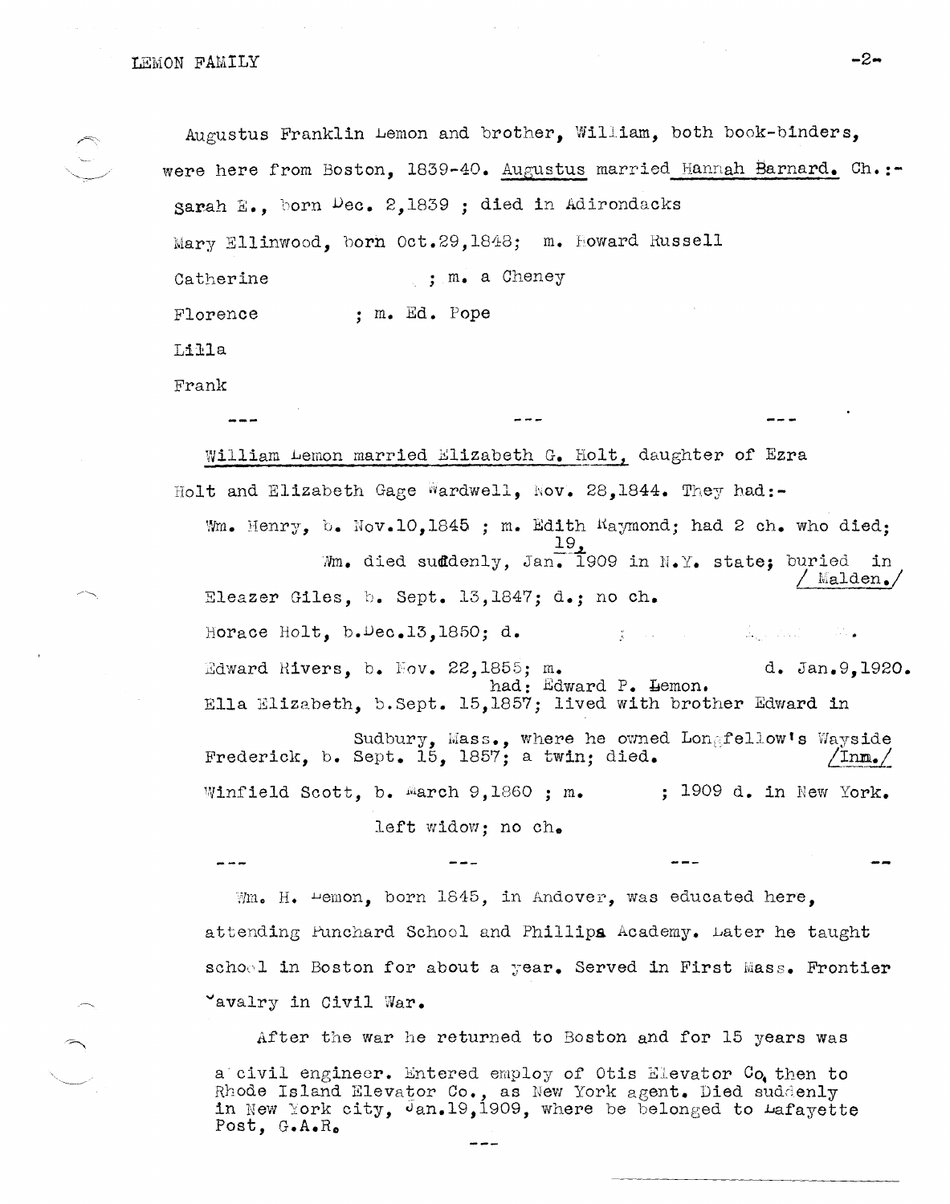Augustus Franklin Lemon and brother, William, both book-binders, were here from Boston, 1839-40. Augustus married Hannah Barnard. Ch.:-

Sarah E., born Dec. 2,1839 ; died in Adirondacks

Mary Ellinwood, born Oct.29,1848; m. Howard Russell

Catherine ; m. a Cheney

Florence ; m. Ed. Pope

Lilla

Frank

--- --- ---

William Lemon married Elizabeth G. Holt, daughter of Ezra Holt and Elizabeth Gage Wardwell, Nov. 28,1844. They had:-

Wm. Henry, b. Nov.10,1845 ; m. Edith Raymond; had 2 ch. who died; Wm. died suddenly, Jan. 19, 1909 in N.Y. state; buried in Malden.

Eleazer Giles, b. Sept. 13,1847; d.; no ch.

Horace Holt, b.Dec.13,1850; d.

Edward Rivers, b. Nov. 22,1855; m. had: Edward P. Lemon. d. Jan.9,1920.

Ella Elizabeth, b.Sept. 15,1857; lived with brother Edward in Sudbury, Mass., where he owned Longfellow's Wayside Inn.

Frederick, b. Sept. 15, 1857; a twin; died.

Winfield Scott, b. March 9,1860 ; m. ; 1909 d. in New York. left widow; no ch.

--- --- --- --

Wm. H. Lemon, born 1845, in Andover, was educated here, attending Punchard School and Phillips Academy. Later he taught school in Boston for about a year. Served in First Mass. Frontier Cavalry in Civil War.

After the war he returned to Boston and for 15 years was a civil engineer. Entered employ of Otis Elevator Co, then to Rhode Island Elevator Co., as New York agent. Died suddenly in New York city, Jan.19,1909, where be belonged to Lafayette Post, G.A.R.

---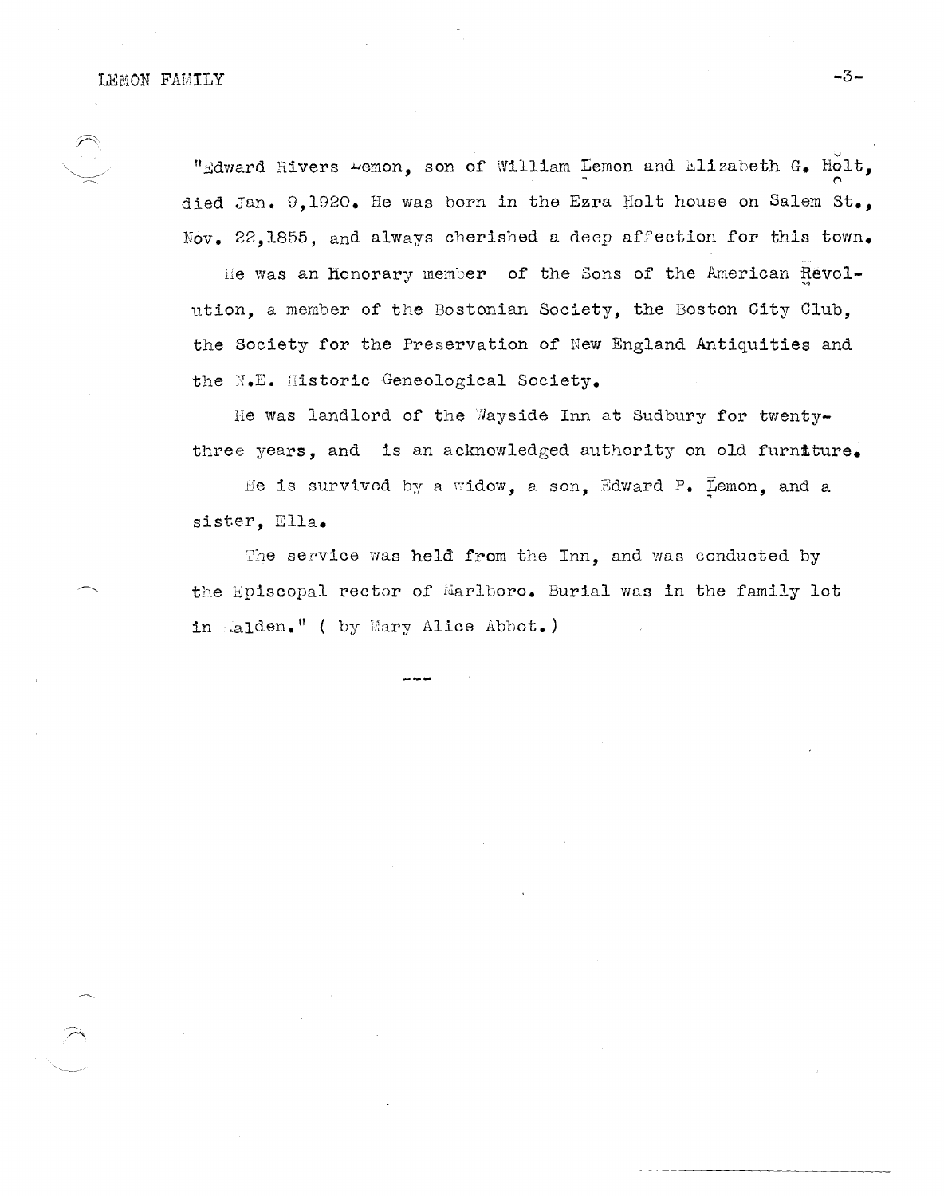"Edward Rivers Lemon, son of William Lemon and Elizabeth G. Holt, died Jan. 9,1920. He was born in the Ezra Holt house on Salem St., Nov. 22,1855, and always cherished a deep affection for this town.

He was an Honorary member of the Sons of the American Revolution, a member of the Bostonian Society, the Boston City Club, the Society for the Preservation of New England Antiquities and the N.E. Historic Geneological Society.

He was landlord of the Wayside Inn at Sudbury for twenty-three years, and is an acknowledged authority on old furniture.

He is survived by a widow, a son, Edward P. Lemon, and a sister, Ella.

The service was held from the Inn, and was conducted by the Episcopal rector of Marlboro. Burial was in the family lot in Malden." ( by Mary Alice Abbot.)

---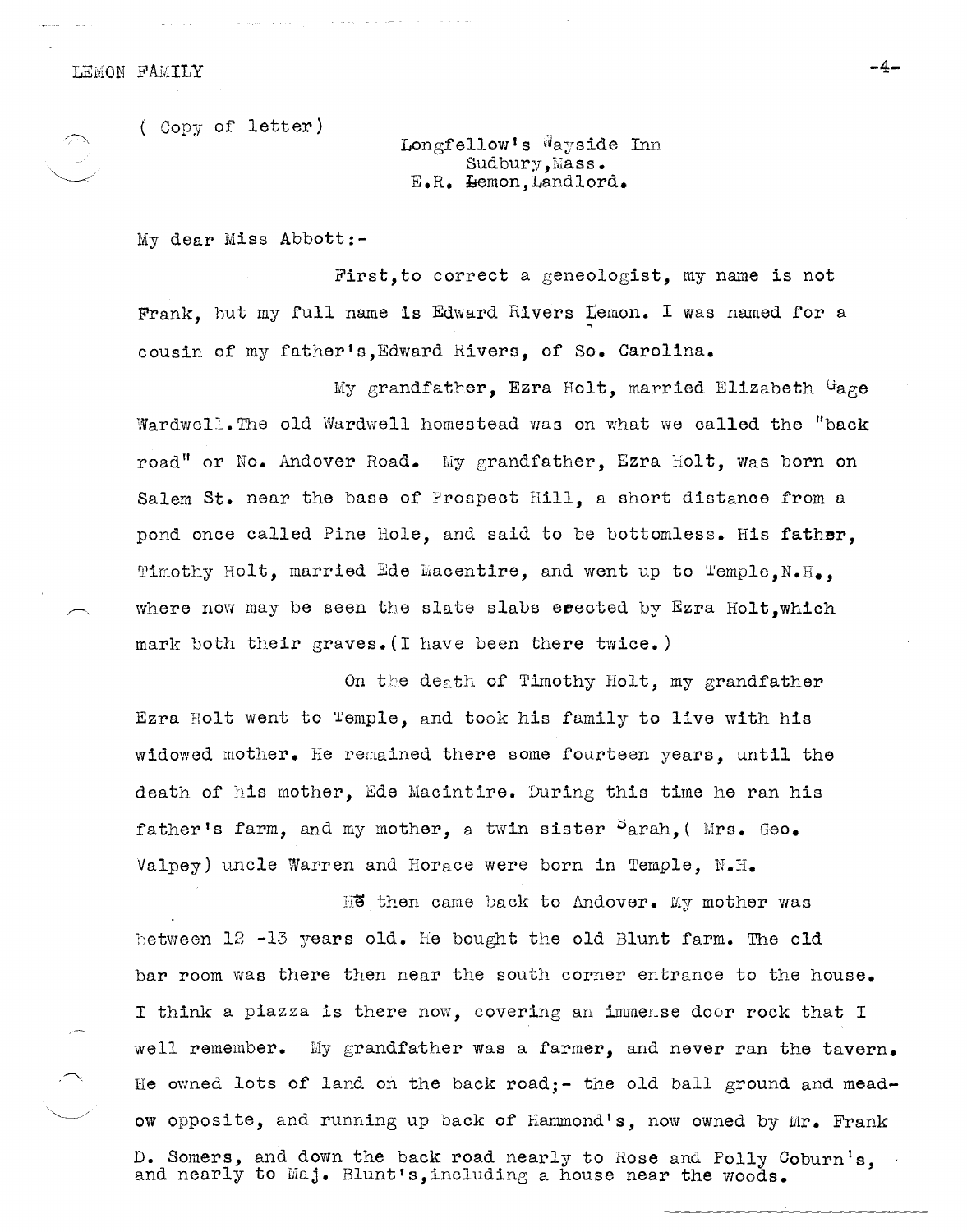( Copy of letter)

Longfellow's Wayside Inn
Sudbury, Mass.
E.R. Lemon, Landlord.

My dear Miss Abbott:-

First, to correct a geneologist, my name is not Frank, but my full name is Edward Rivers Lemon. I was named for a cousin of my father's, Edward Rivers, of So. Carolina.

My grandfather, Ezra Holt, married Elizabeth Gage Wardwell. The old Wardwell homestead was on what we called the "back road" or No. Andover Road. My grandfather, Ezra Holt, was born on Salem St. near the base of Prospect Hill, a short distance from a pond once called Pine Hole, and said to be bottomless. His father, Timothy Holt, married Ede Macentire, and went up to Temple, N.H., where now may be seen the slate slabs erected by Ezra Holt, which mark both their graves. (I have been there twice.)

On the death of Timothy Holt, my grandfather Ezra Holt went to Temple, and took his family to live with his widowed mother. He remained there some fourteen years, until the death of his mother, Ede Macintire. During this time he ran his father's farm, and my mother, a twin sister Sarah, ( Mrs. Geo. Valpey) uncle Warren and Horace were born in Temple, N.H.

He then came back to Andover. My mother was between 12 -13 years old. He bought the old Blunt farm. The old bar room was there then near the south corner entrance to the house. I think a piazza is there now, covering an immense door rock that I well remember. My grandfather was a farmer, and never ran the tavern. He owned lots of land on the back road;- the old ball ground and meadow opposite, and running up back of Hammond's, now owned by Mr. Frank D. Somers, and down the back road nearly to Rose and Polly Coburn's, and nearly to Maj. Blunt's, including a house near the woods.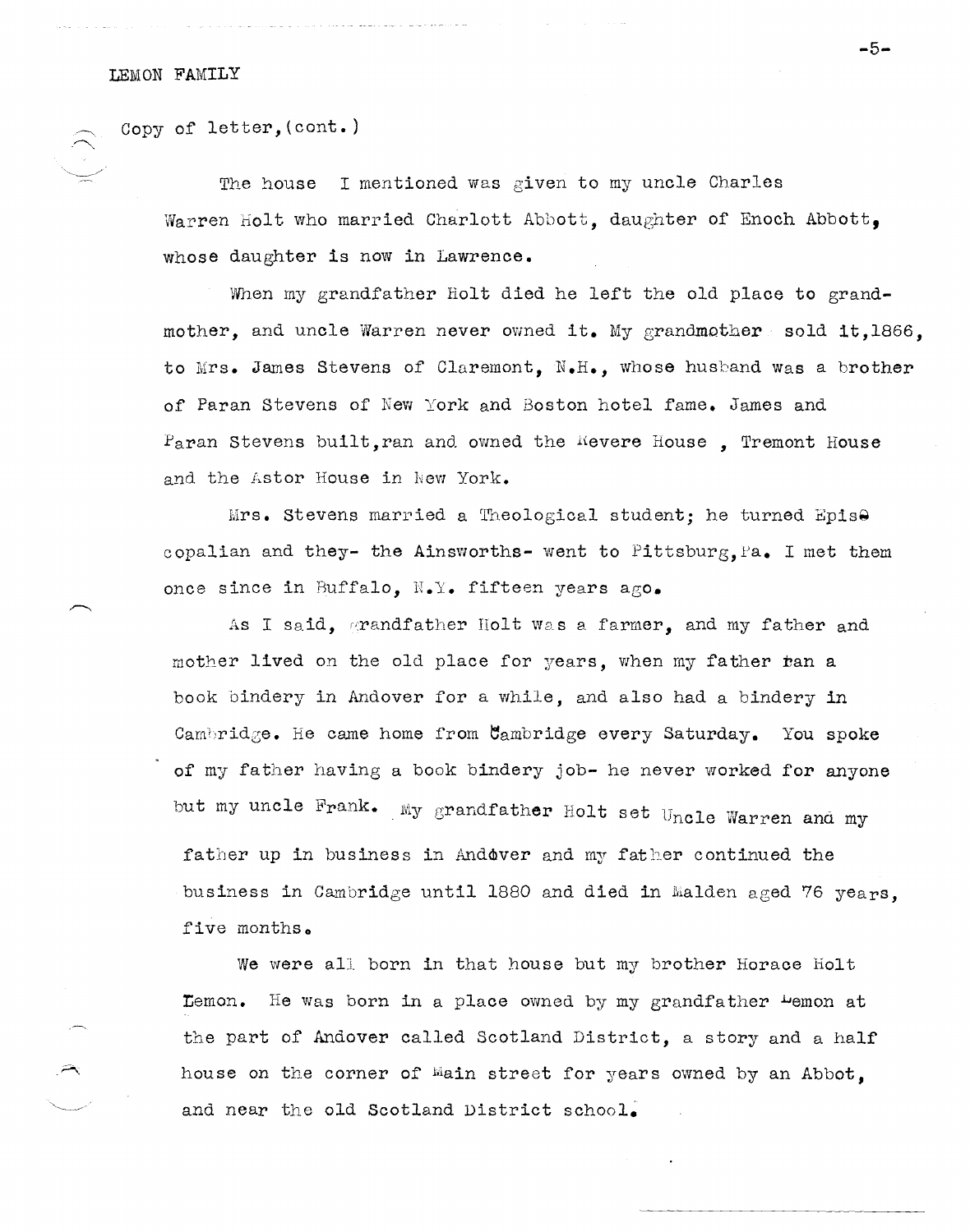LEMON FAMILY

Copy of letter,(cont.)

The house I mentioned was given to my uncle Charles Warren Holt who married Charlott Abbott, daughter of Enoch Abbott, whose daughter is now in Lawrence.

When my grandfather Holt died he left the old place to grandmother, and uncle Warren never owned it. My grandmother sold it,1866, to Mrs. James Stevens of Claremont, N.H., whose husband was a brother of Paran Stevens of New York and Boston hotel fame. James and Paran Stevens built,ran and owned the Revere House , Tremont House and the Astor House in New York.

Mrs. Stevens married a Theological student; he turned Episcopalian and they- the Ainsworths- went to Pittsburg,Pa. I met them once since in Buffalo, N.Y. fifteen years ago.

As I said, grandfather Holt was a farmer, and my father and mother lived on the old place for years, when my father ran a book bindery in Andover for a while, and also had a bindery in Cambridge. He came home from Cambridge every Saturday. You spoke of my father having a book bindery job- he never worked for anyone but my uncle Frank. My grandfather Holt set Uncle Warren and my father up in business in Andover and my father continued the business in Cambridge until 1880 and died in Malden aged 76 years, five months.

We were all born in that house but my brother Horace Holt Lemon. He was born in a place owned by my grandfather Lemon at the part of Andover called Scotland District, a story and a half house on the corner of Main street for years owned by an Abbot, and near the old Scotland District school.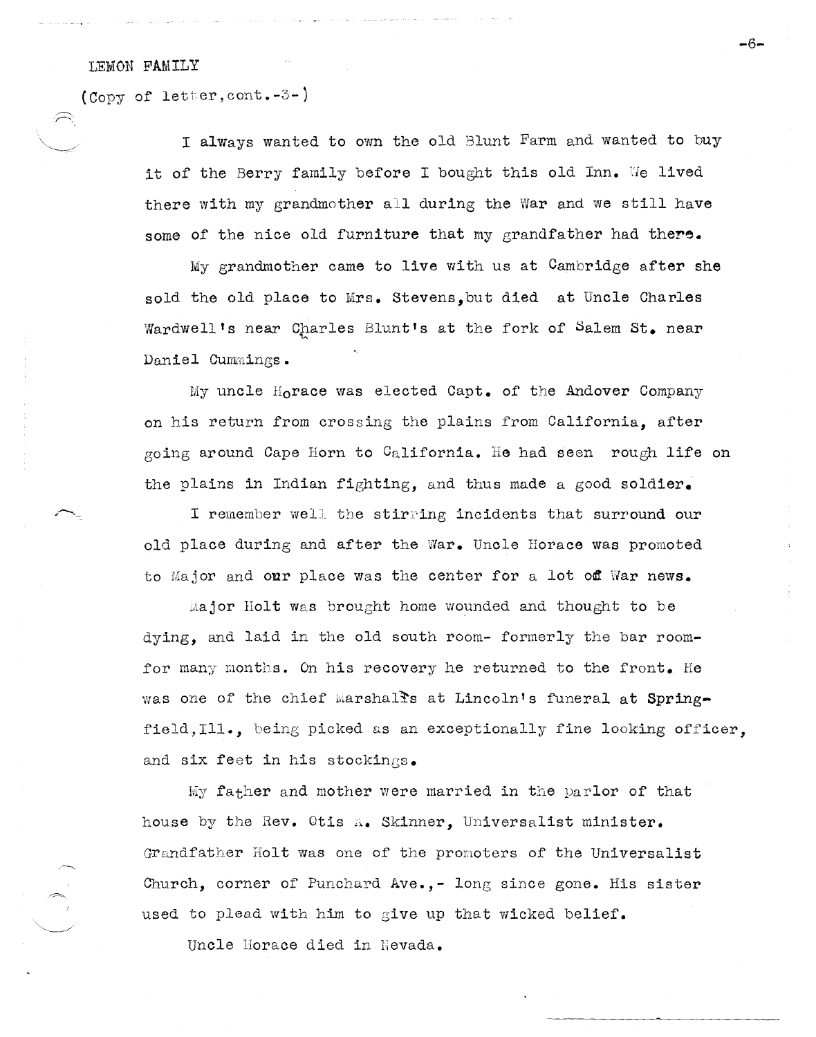LEMON FAMILY

(Copy of letter, cont.-3-)

I always wanted to own the old Blunt Farm and wanted to buy it of the Berry family before I bought this old Inn. We lived there with my grandmother all during the War and we still have some of the nice old furniture that my grandfather had there.

My grandmother came to live with us at Cambridge after she sold the old place to Mrs. Stevens, but died at Uncle Charles Wardwell's near Charles Blunt's at the fork of Salem St. near Daniel Cummings.

My uncle Horace was elected Capt. of the Andover Company on his return from crossing the plains from California, after going around Cape Horn to California. He had seen rough life on the plains in Indian fighting, and thus made a good soldier.

I remember well the stirring incidents that surround our old place during and after the War. Uncle Horace was promoted to Major and our place was the center for a lot of War news.

Major Holt was brought home wounded and thought to be dying, and laid in the old south room- formerly the bar room- for many months. On his recovery he returned to the front. He was one of the chief Marshals at Lincoln's funeral at Springfield, Ill., being picked as an exceptionally fine looking officer, and six feet in his stockings.

My father and mother were married in the parlor of that house by the Rev. Otis A. Skinner, Universalist minister. Grandfather Holt was one of the promoters of the Universalist Church, corner of Punchard Ave.,- long since gone. His sister used to plead with him to give up that wicked belief.

Uncle Horace died in Nevada.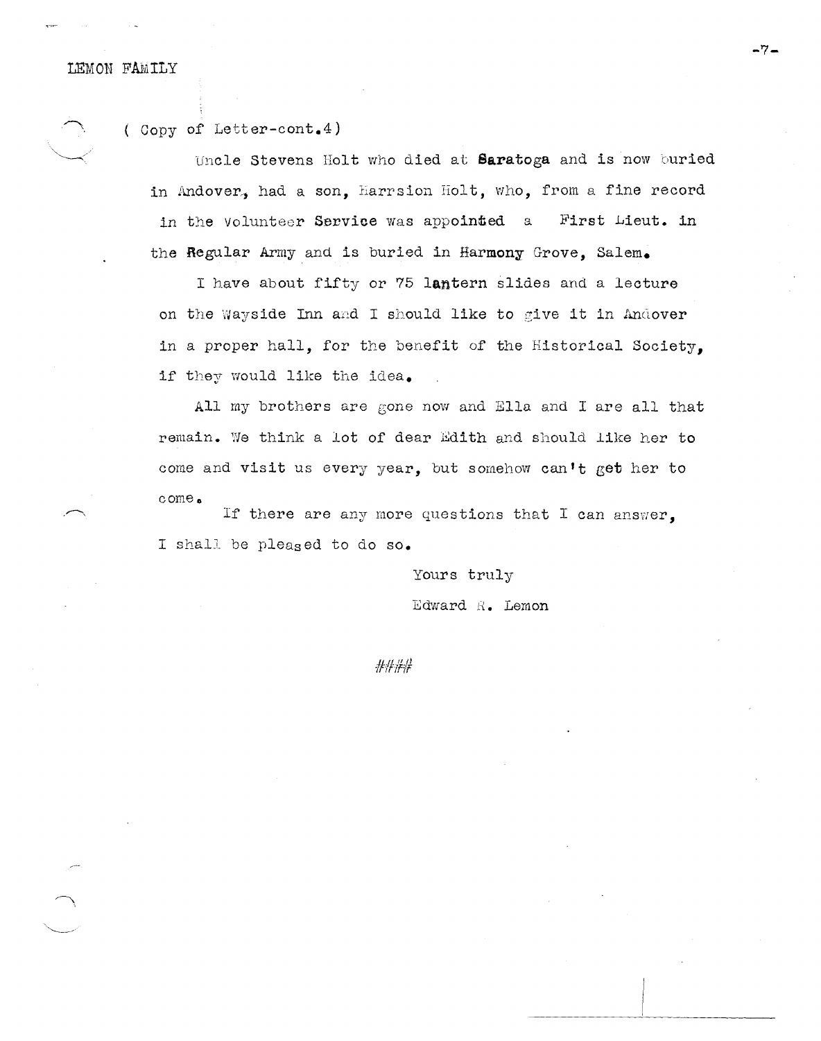( Copy of Letter-cont.4)

Uncle Stevens Holt who died at Saratoga and is now buried in Andover, had a son, Harrsion Holt, who, from a fine record in the Volunteer Service was appointed a First Lieut. in the Regular Army and is buried in Harmony Grove, Salem.

I have about fifty or 75 lantern slides and a lecture on the Wayside Inn and I should like to give it in Andover in a proper hall, for the benefit of the Historical Society, if they would like the idea.

All my brothers are gone now and Ella and I are all that remain. We think a lot of dear Edith and should like her to come and visit us every year, but somehow can't get her to come.

If there are any more questions that I can answer, I shall be pleased to do so.

Yours truly

Edward R. Lemon

####